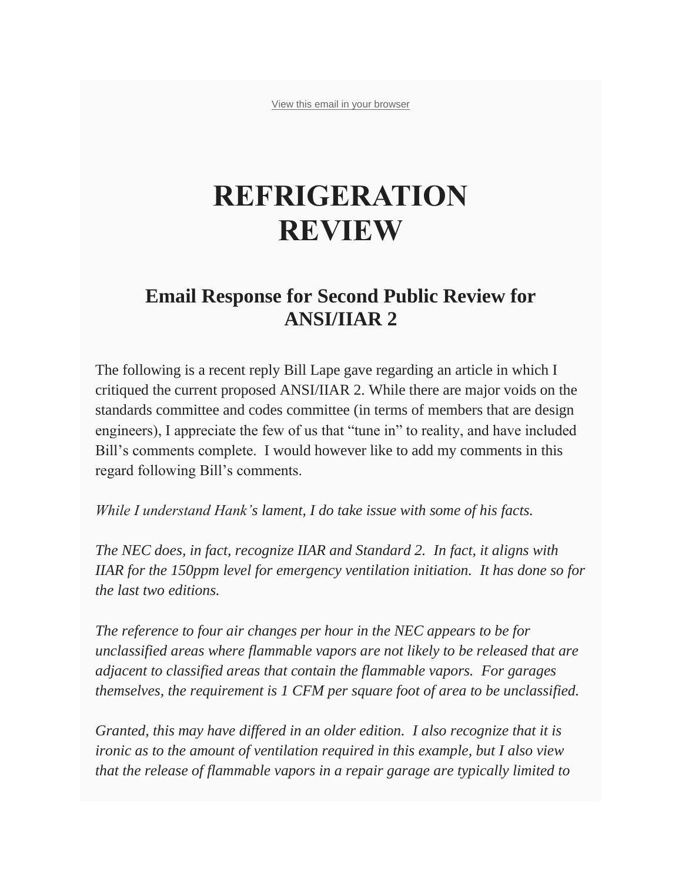View this email in your browser

# REFRIGERATION REVIEW

## Email Response for Second Public Review for ANSI/IIAR 2

The following is a recent reply Bill Lape gave regarding an article in which I critiqued the current proposed ANSI/IIAR 2. While there are major voids on the standards committee and codes committee (in terms of members that are design engineers), I appreciate the few of us that "tune in" to reality, and have included Bill's comments complete. I would however like to add my comments in this regard following Bill's comments.

*While I understand Hank's lament, I do take issue with some of his facts.*

*The NEC does, in fact, recognize IIAR and Standard 2. In fact, it aligns with IIAR for the 150ppm level for emergency ventilation initiation. It has done so for the last two editions.*

*The reference to four air changes per hour in the NEC appears to be for unclassified areas where flammable vapors are not likely to be released that are adjacent to classified areas that contain the flammable vapors. For garages themselves, the requirement is 1 CFM per square foot of area to be unclassified.*

*Granted, this may have differed in an older edition. I also recognize that it is ironic as to the amount of ventilation required in this example, but I also view that the release of flammable vapors in a repair garage are typically limited to*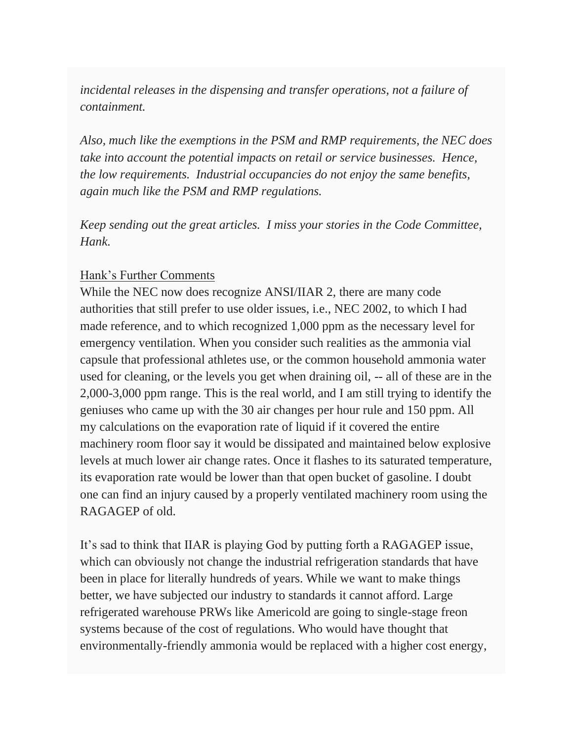*incidental releases in the dispensing and transfer operations, not a failure of containment.*

*Also, much like the exemptions in the PSM and RMP requirements, the NEC does take into account the potential impacts on retail or service businesses. Hence, the low requirements. Industrial occupancies do not enjoy the same benefits, again much like the PSM and RMP regulations.*

*Keep sending out the great articles. I miss your stories in the Code Committee, Hank.*

<u>Hank's Further Comments</u>

While the NEC now does recognize ANSI/IIAR 2, there are many code authorities that still prefer to use older issues, i.e., NEC 2002, to which I had made reference, and to which recognized 1,000 ppm as the necessary level for emergency ventilation. When you consider such realities as the ammonia vial capsule that professional athletes use, or the common household ammonia water used for cleaning, or the levels you get when draining oil, -- all of these are in the 2,000-3,000 ppm range. This is the real world, and I am still trying to identify the geniuses who came up with the 30 air changes per hour rule and 150 ppm. All my calculations on the evaporation rate of liquid if it covered the entire machinery room floor say it would be dissipated and maintained below explosive levels at much lower air change rates. Once it flashes to its saturated temperature, its evaporation rate would be lower than that open bucket of gasoline. I doubt one can find an injury caused by a properly ventilated machinery room using the RAGAGEP of old.

It's sad to think that IIAR is playing God by putting forth a RAGAGEP issue, which can obviously not change the industrial refrigeration standards that have been in place for literally hundreds of years. While we want to make things better, we have subjected our industry to standards it cannot afford. Large refrigerated warehouse PRWs like Americold are going to single-stage freon systems because of the cost of regulations. Who would have thought that environmentally-friendly ammonia would be replaced with a higher cost energy,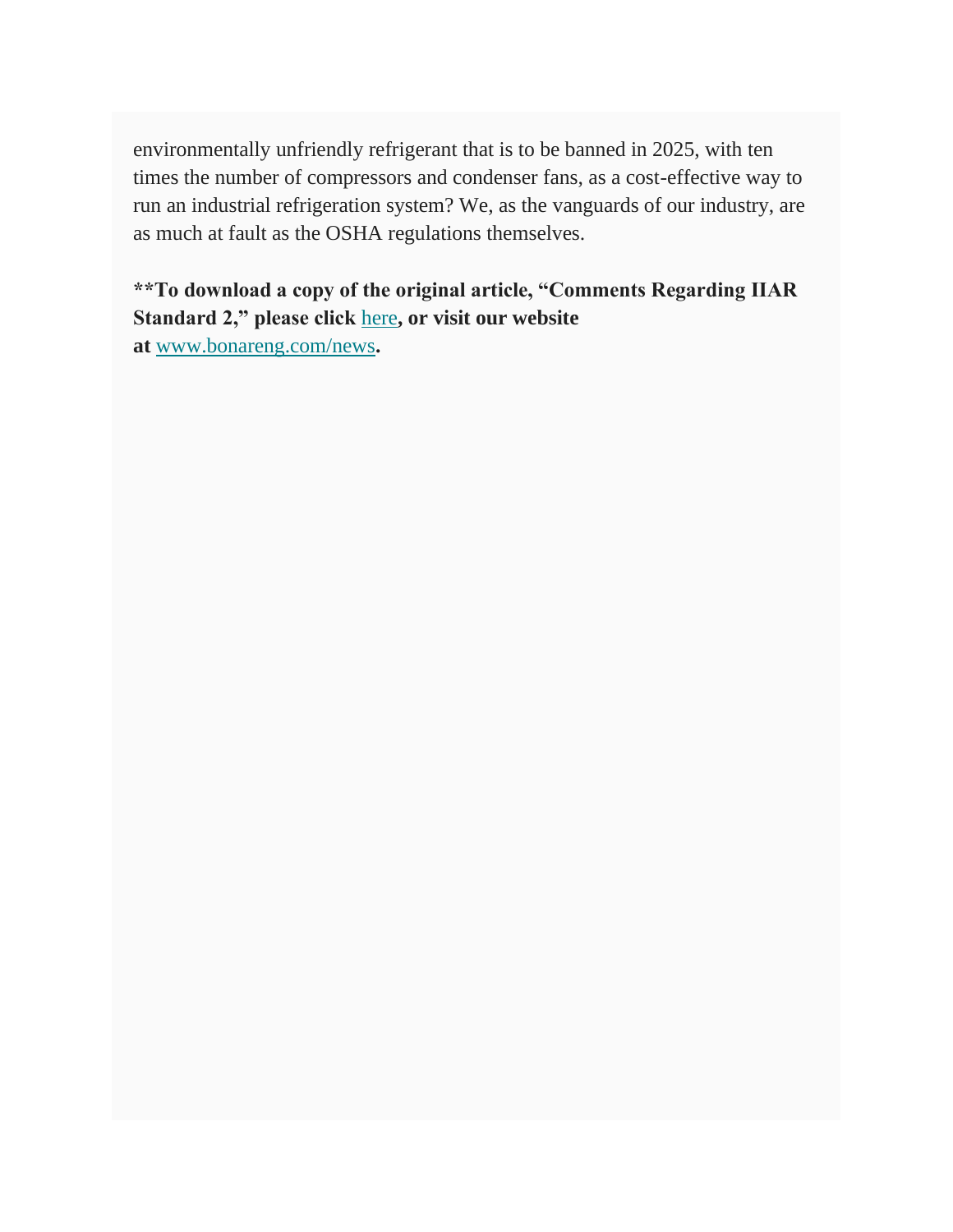environmentally unfriendly refrigerant that is to be banned in 2025, with ten times the number of compressors and condenser fans, as a cost-effective way to run an industrial refrigeration system? We, as the vanguards of our industry, are as much at fault as the OSHA regulations themselves.

**\*\*To download a copy of the original article, "Comments Regarding IIAR Standard 2," please click [here](), or visit our website at [www.bonareng.com/news](www.bonareng.com/news).**